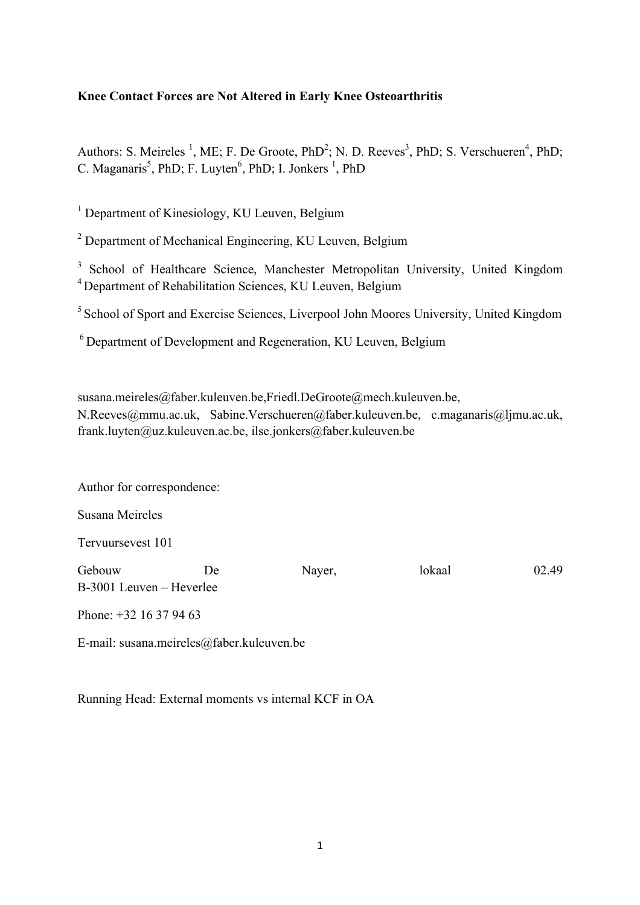**Knee Contact Forces are Not Altered in Early Knee Osteoarthritis**

Authors: S. Meireles [1], ME; F. De Groote, PhD[2]; N. D. Reeves[3], PhD; S. Verschueren[4], PhD; C. Maganaris[5], PhD; F. Luyten[6], PhD; I. Jonkers [1], PhD

[1] Department of Kinesiology, KU Leuven, Belgium

[2] Department of Mechanical Engineering, KU Leuven, Belgium

[3] School of Healthcare Science, Manchester Metropolitan University, United Kingdom

[4] Department of Rehabilitation Sciences, KU Leuven, Belgium

[5] School of Sport and Exercise Sciences, Liverpool John Moores University, United Kingdom

[6] Department of Development and Regeneration, KU Leuven, Belgium

susana.meireles@faber.kuleuven.be, Friedl.DeGroote@mech.kuleuven.be, N.Reeves@mmu.ac.uk, Sabine.Verschueren@faber.kuleuven.be, c.maganaris@ljmu.ac.uk, frank.luyten@uz.kuleuven.ac.be, ilse.jonkers@faber.kuleuven.be

Author for correspondence:

Susana Meireles

Tervuursevest 101

Gebouw De Nayer, lokaal 02.49
B-3001 Leuven – Heverlee

Phone: +32 16 37 94 63

E-mail: susana.meireles@faber.kuleuven.be

Running Head: External moments vs internal KCF in OA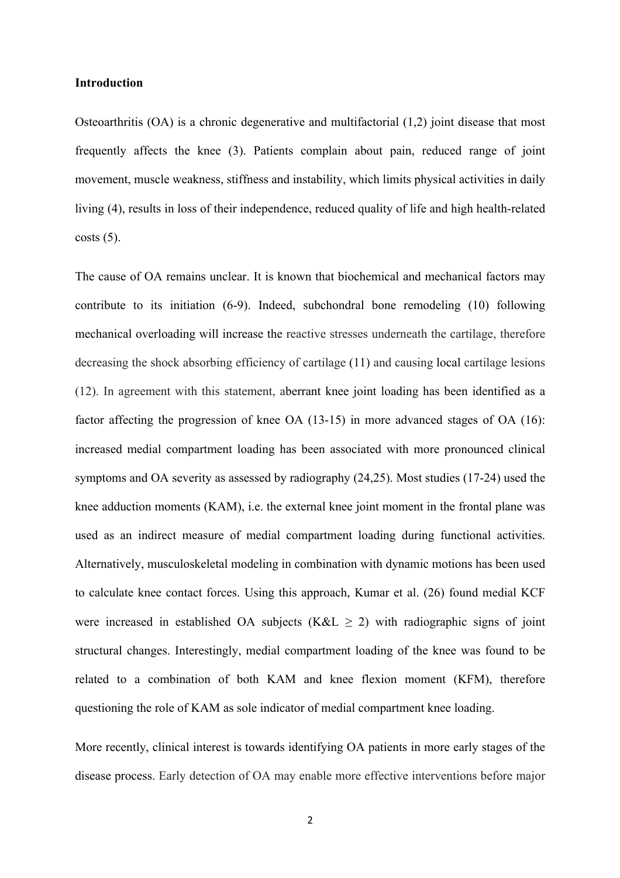**Introduction**

Osteoarthritis (OA) is a chronic degenerative and multifactorial (1,2) joint disease that most frequently affects the knee (3). Patients complain about pain, reduced range of joint movement, muscle weakness, stiffness and instability, which limits physical activities in daily living (4), results in loss of their independence, reduced quality of life and high health-related costs (5).

The cause of OA remains unclear. It is known that biochemical and mechanical factors may contribute to its initiation (6-9). Indeed, subchondral bone remodeling (10) following mechanical overloading will increase the reactive stresses underneath the cartilage, therefore decreasing the shock absorbing efficiency of cartilage (11) and causing local cartilage lesions (12). In agreement with this statement, aberrant knee joint loading has been identified as a factor affecting the progression of knee OA (13-15) in more advanced stages of OA (16): increased medial compartment loading has been associated with more pronounced clinical symptoms and OA severity as assessed by radiography (24,25). Most studies (17-24) used the knee adduction moments (KAM), i.e. the external knee joint moment in the frontal plane was used as an indirect measure of medial compartment loading during functional activities. Alternatively, musculoskeletal modeling in combination with dynamic motions has been used to calculate knee contact forces. Using this approach, Kumar et al. (26) found medial KCF were increased in established OA subjects (K&L $\geq$ 2) with radiographic signs of joint structural changes. Interestingly, medial compartment loading of the knee was found to be related to a combination of both KAM and knee flexion moment (KFM), therefore questioning the role of KAM as sole indicator of medial compartment knee loading.

More recently, clinical interest is towards identifying OA patients in more early stages of the disease process. Early detection of OA may enable more effective interventions before major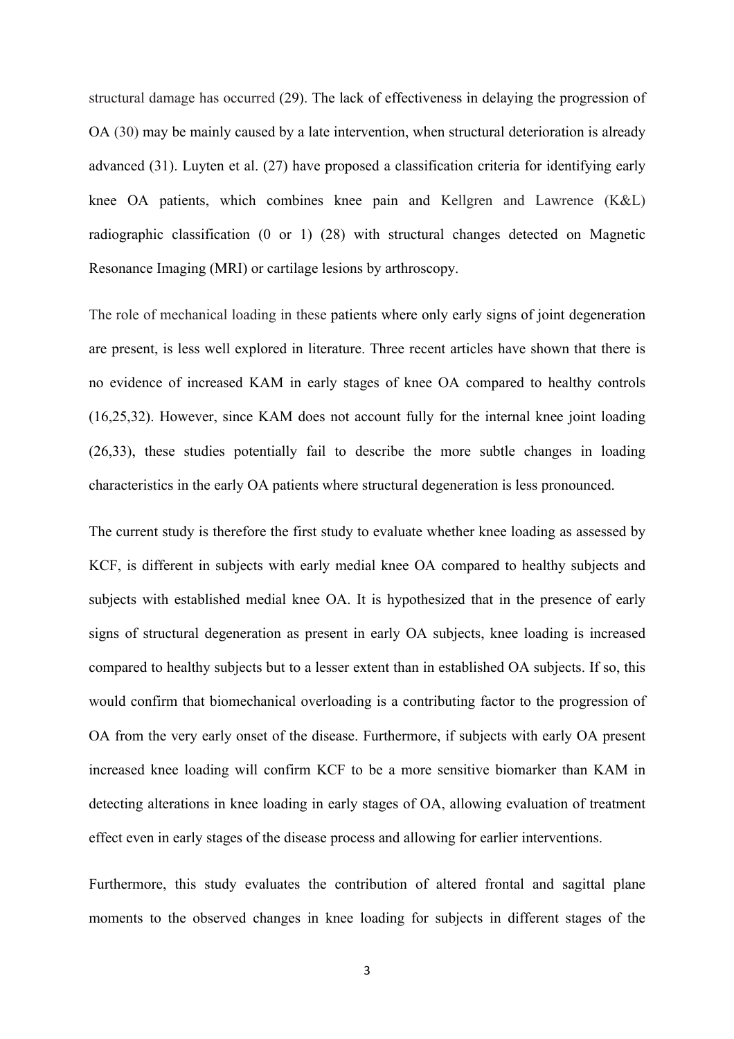structural damage has occurred (29). The lack of effectiveness in delaying the progression of OA (30) may be mainly caused by a late intervention, when structural deterioration is already advanced (31). Luyten et al. (27) have proposed a classification criteria for identifying early knee OA patients, which combines knee pain and Kellgren and Lawrence (K&L) radiographic classification (0 or 1) (28) with structural changes detected on Magnetic Resonance Imaging (MRI) or cartilage lesions by arthroscopy.

The role of mechanical loading in these patients where only early signs of joint degeneration are present, is less well explored in literature. Three recent articles have shown that there is no evidence of increased KAM in early stages of knee OA compared to healthy controls (16,25,32). However, since KAM does not account fully for the internal knee joint loading (26,33), these studies potentially fail to describe the more subtle changes in loading characteristics in the early OA patients where structural degeneration is less pronounced.

The current study is therefore the first study to evaluate whether knee loading as assessed by KCF, is different in subjects with early medial knee OA compared to healthy subjects and subjects with established medial knee OA. It is hypothesized that in the presence of early signs of structural degeneration as present in early OA subjects, knee loading is increased compared to healthy subjects but to a lesser extent than in established OA subjects. If so, this would confirm that biomechanical overloading is a contributing factor to the progression of OA from the very early onset of the disease. Furthermore, if subjects with early OA present increased knee loading will confirm KCF to be a more sensitive biomarker than KAM in detecting alterations in knee loading in early stages of OA, allowing evaluation of treatment effect even in early stages of the disease process and allowing for earlier interventions.

Furthermore, this study evaluates the contribution of altered frontal and sagittal plane moments to the observed changes in knee loading for subjects in different stages of the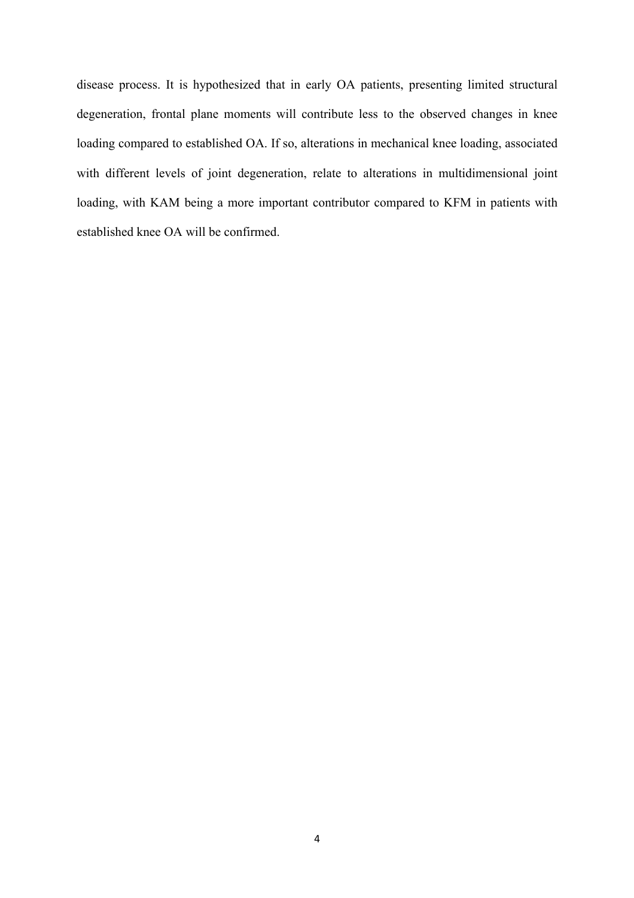disease process. It is hypothesized that in early OA patients, presenting limited structural degeneration, frontal plane moments will contribute less to the observed changes in knee loading compared to established OA. If so, alterations in mechanical knee loading, associated with different levels of joint degeneration, relate to alterations in multidimensional joint loading, with KAM being a more important contributor compared to KFM in patients with established knee OA will be confirmed.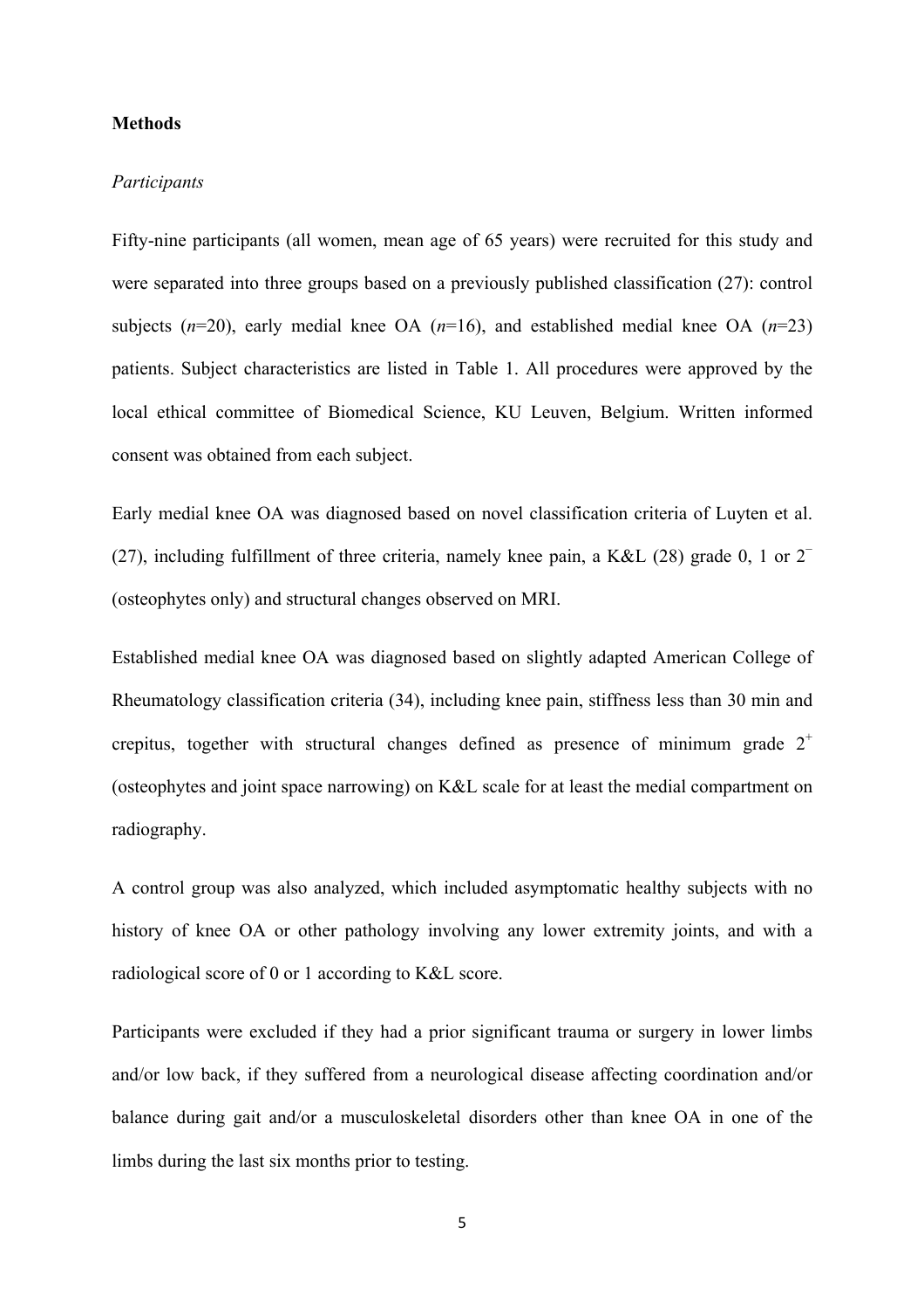**Methods**

*Participants*

Fifty-nine participants (all women, mean age of 65 years) were recruited for this study and were separated into three groups based on a previously published classification (27): control subjects (*n*=20), early medial knee OA (*n*=16), and established medial knee OA (*n*=23) patients. Subject characteristics are listed in Table 1. All procedures were approved by the local ethical committee of Biomedical Science, KU Leuven, Belgium. Written informed consent was obtained from each subject.

Early medial knee OA was diagnosed based on novel classification criteria of Luyten et al. (27), including fulfillment of three criteria, namely knee pain, a K&L (28) grade 0, 1 or $2^{-}$ (osteophytes only) and structural changes observed on MRI.

Established medial knee OA was diagnosed based on slightly adapted American College of Rheumatology classification criteria (34), including knee pain, stiffness less than 30 min and crepitus, together with structural changes defined as presence of minimum grade $2^{+}$ (osteophytes and joint space narrowing) on K&L scale for at least the medial compartment on radiography.

A control group was also analyzed, which included asymptomatic healthy subjects with no history of knee OA or other pathology involving any lower extremity joints, and with a radiological score of 0 or 1 according to K&L score.

Participants were excluded if they had a prior significant trauma or surgery in lower limbs and/or low back, if they suffered from a neurological disease affecting coordination and/or balance during gait and/or a musculoskeletal disorders other than knee OA in one of the limbs during the last six months prior to testing.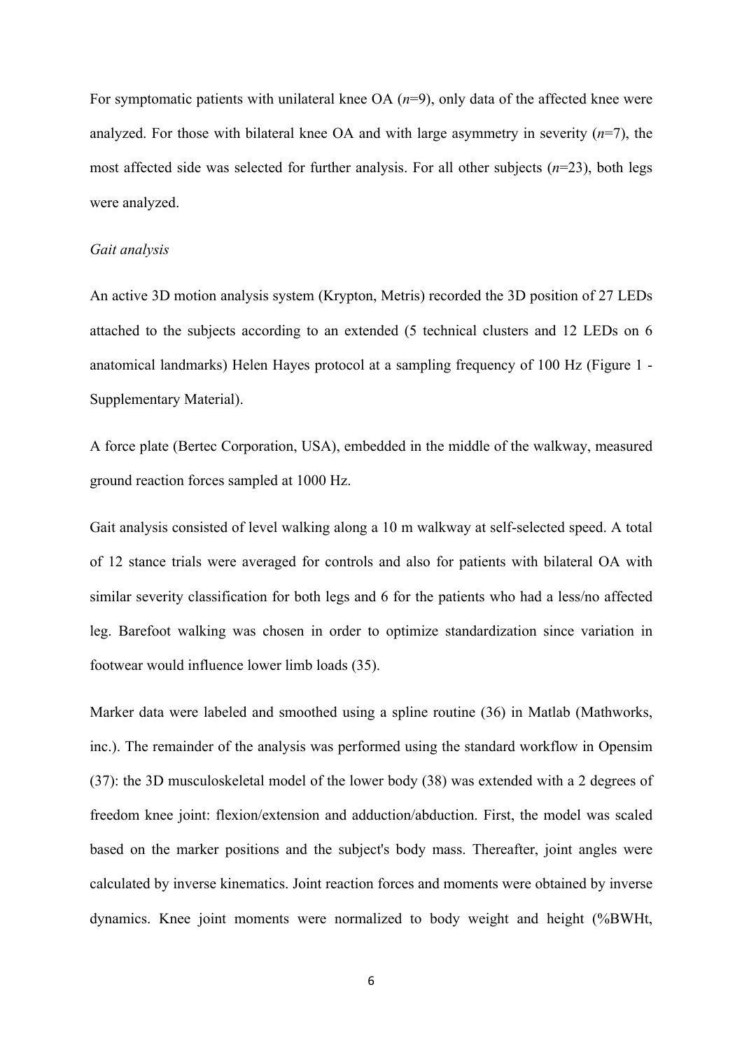For symptomatic patients with unilateral knee OA (*n*=9), only data of the affected knee were analyzed. For those with bilateral knee OA and with large asymmetry in severity (*n*=7), the most affected side was selected for further analysis. For all other subjects (*n*=23), both legs were analyzed.

*Gait analysis*

An active 3D motion analysis system (Krypton, Metris) recorded the 3D position of 27 LEDs attached to the subjects according to an extended (5 technical clusters and 12 LEDs on 6 anatomical landmarks) Helen Hayes protocol at a sampling frequency of 100 Hz (Figure 1 - Supplementary Material).

A force plate (Bertec Corporation, USA), embedded in the middle of the walkway, measured ground reaction forces sampled at 1000 Hz.

Gait analysis consisted of level walking along a 10 m walkway at self-selected speed. A total of 12 stance trials were averaged for controls and also for patients with bilateral OA with similar severity classification for both legs and 6 for the patients who had a less/no affected leg. Barefoot walking was chosen in order to optimize standardization since variation in footwear would influence lower limb loads (35).

Marker data were labeled and smoothed using a spline routine (36) in Matlab (Mathworks, inc.). The remainder of the analysis was performed using the standard workflow in Opensim (37): the 3D musculoskeletal model of the lower body (38) was extended with a 2 degrees of freedom knee joint: flexion/extension and adduction/abduction. First, the model was scaled based on the marker positions and the subject's body mass. Thereafter, joint angles were calculated by inverse kinematics. Joint reaction forces and moments were obtained by inverse dynamics. Knee joint moments were normalized to body weight and height (%BWHt,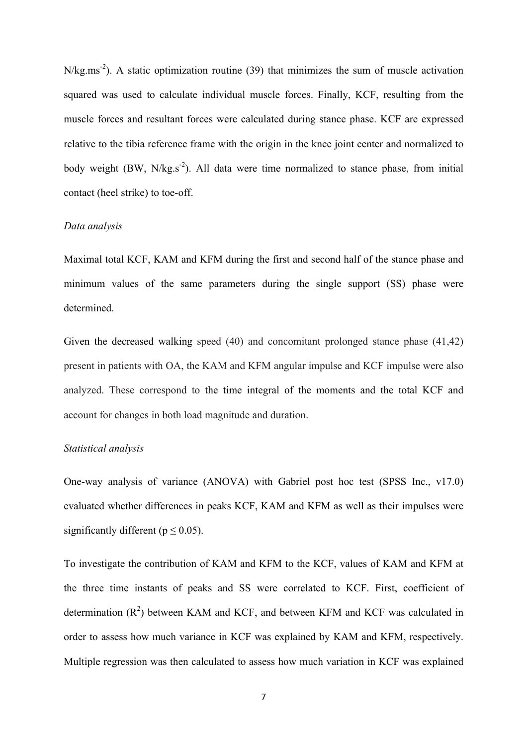$N/kg.ms^{-2}$). A static optimization routine (39) that minimizes the sum of muscle activation squared was used to calculate individual muscle forces. Finally, KCF, resulting from the muscle forces and resultant forces were calculated during stance phase. KCF are expressed relative to the tibia reference frame with the origin in the knee joint center and normalized to body weight (BW, $N/kg.s^{-2}$). All data were time normalized to stance phase, from initial contact (heel strike) to toe-off.

*Data analysis*

Maximal total KCF, KAM and KFM during the first and second half of the stance phase and minimum values of the same parameters during the single support (SS) phase were determined.

Given the decreased walking speed (40) and concomitant prolonged stance phase (41,42) present in patients with OA, the KAM and KFM angular impulse and KCF impulse were also analyzed. These correspond to the time integral of the moments and the total KCF and account for changes in both load magnitude and duration.

*Statistical analysis*

One-way analysis of variance (ANOVA) with Gabriel post hoc test (SPSS Inc., v17.0) evaluated whether differences in peaks KCF, KAM and KFM as well as their impulses were significantly different ($p \leq 0.05$).

To investigate the contribution of KAM and KFM to the KCF, values of KAM and KFM at the three time instants of peaks and SS were correlated to KCF. First, coefficient of determination ($R^2$) between KAM and KCF, and between KFM and KCF was calculated in order to assess how much variance in KCF was explained by KAM and KFM, respectively. Multiple regression was then calculated to assess how much variation in KCF was explained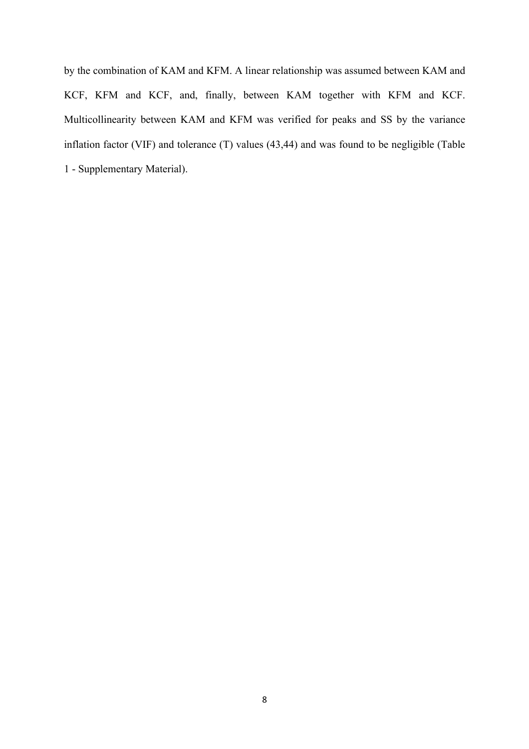by the combination of KAM and KFM. A linear relationship was assumed between KAM and KCF, KFM and KCF, and, finally, between KAM together with KFM and KCF. Multicollinearity between KAM and KFM was verified for peaks and SS by the variance inflation factor (VIF) and tolerance (T) values (43,44) and was found to be negligible (Table 1 - Supplementary Material).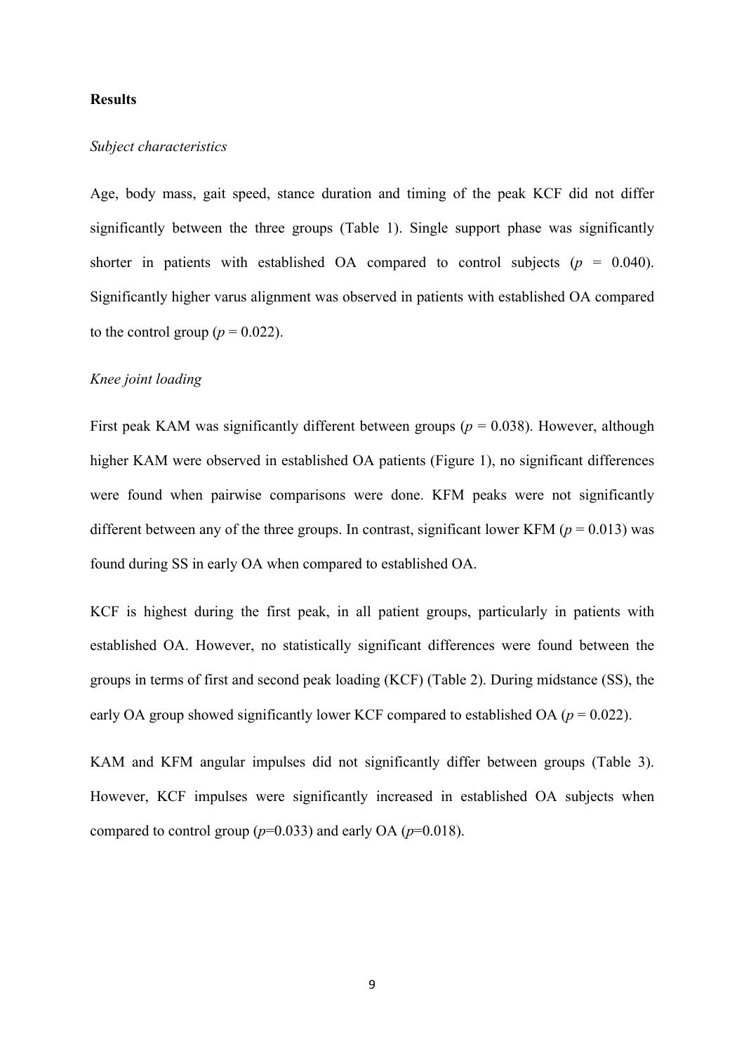## Results

### *Subject characteristics*

Age, body mass, gait speed, stance duration and timing of the peak KCF did not differ significantly between the three groups (Table 1). Single support phase was significantly shorter in patients with established OA compared to control subjects ($p$ = 0.040). Significantly higher varus alignment was observed in patients with established OA compared to the control group ($p$ = 0.022).

### *Knee joint loading*

First peak KAM was significantly different between groups ($p$ = 0.038). However, although higher KAM were observed in established OA patients (Figure 1), no significant differences were found when pairwise comparisons were done. KFM peaks were not significantly different between any of the three groups. In contrast, significant lower KFM ($p$ = 0.013) was found during SS in early OA when compared to established OA.

KCF is highest during the first peak, in all patient groups, particularly in patients with established OA. However, no statistically significant differences were found between the groups in terms of first and second peak loading (KCF) (Table 2). During midstance (SS), the early OA group showed significantly lower KCF compared to established OA ($p$ = 0.022).

KAM and KFM angular impulses did not significantly differ between groups (Table 3). However, KCF impulses were significantly increased in established OA subjects when compared to control group ($p$=0.033) and early OA ($p$=0.018).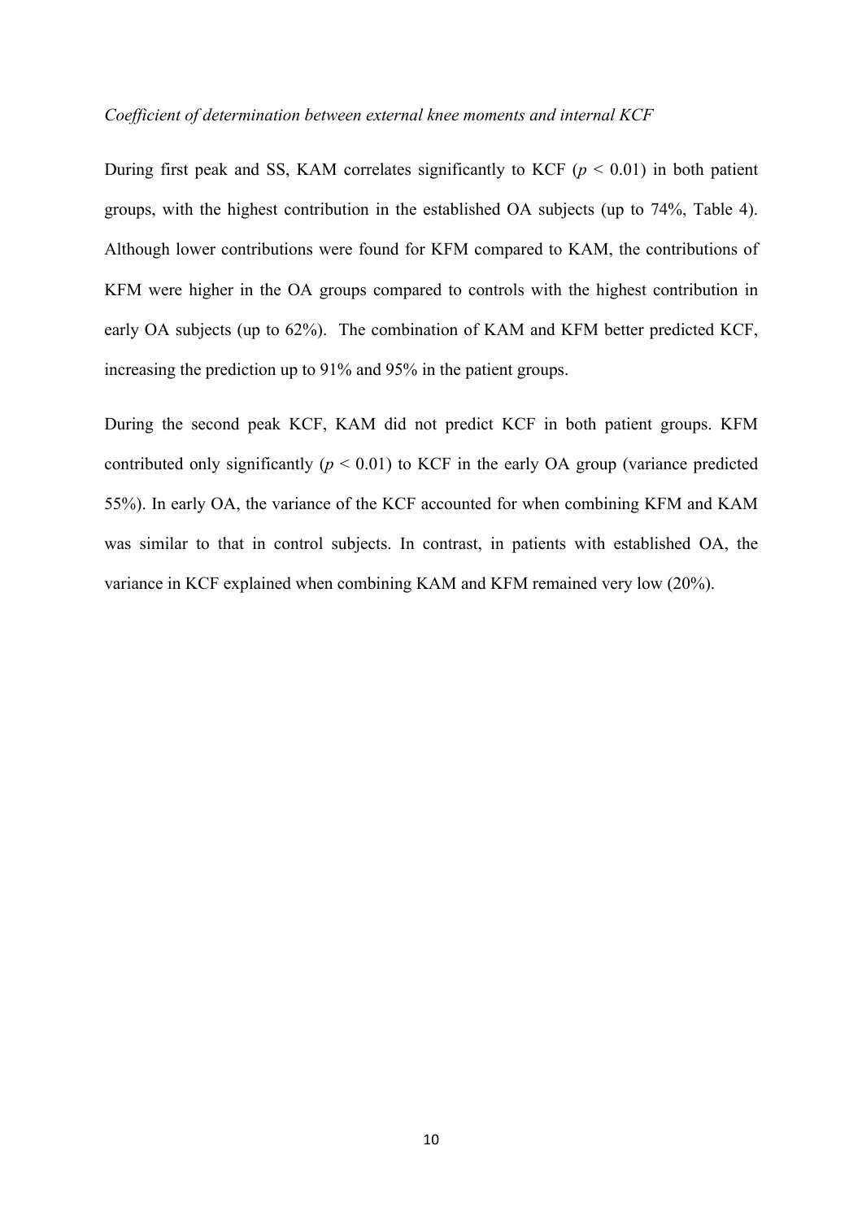*Coefficient of determination between external knee moments and internal KCF*

During first peak and SS, KAM correlates significantly to KCF ($p < 0.01$) in both patient groups, with the highest contribution in the established OA subjects (up to 74%, Table 4). Although lower contributions were found for KFM compared to KAM, the contributions of KFM were higher in the OA groups compared to controls with the highest contribution in early OA subjects (up to 62%). The combination of KAM and KFM better predicted KCF, increasing the prediction up to 91% and 95% in the patient groups.

During the second peak KCF, KAM did not predict KCF in both patient groups. KFM contributed only significantly ($p < 0.01$) to KCF in the early OA group (variance predicted 55%). In early OA, the variance of the KCF accounted for when combining KFM and KAM was similar to that in control subjects. In contrast, in patients with established OA, the variance in KCF explained when combining KAM and KFM remained very low (20%).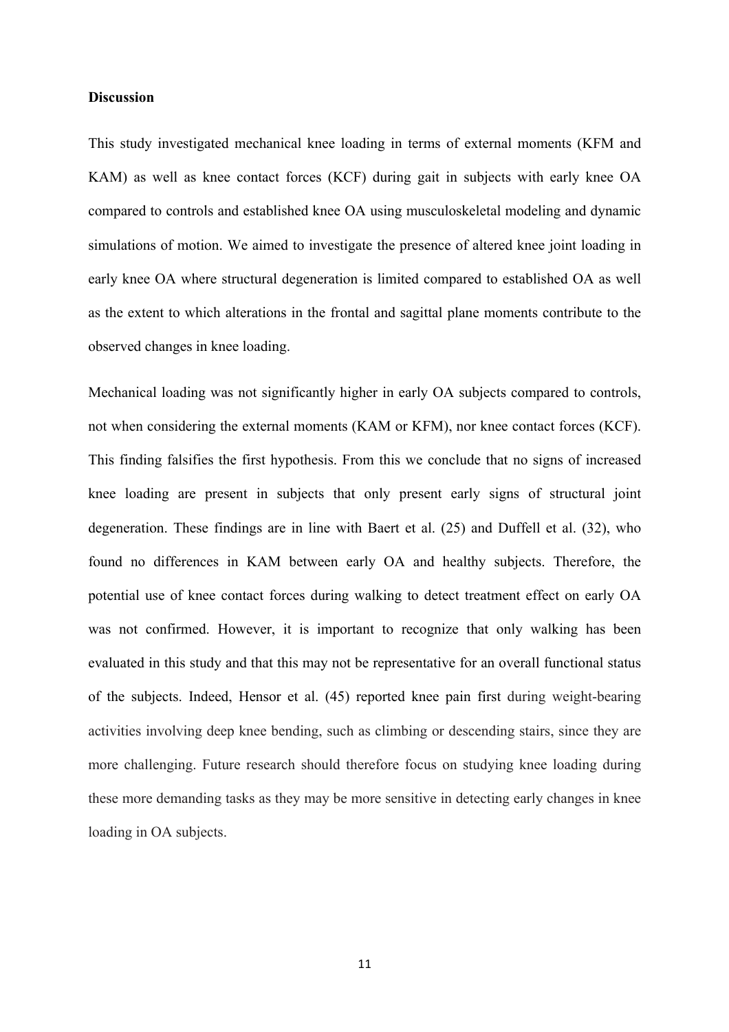**Discussion**

This study investigated mechanical knee loading in terms of external moments (KFM and KAM) as well as knee contact forces (KCF) during gait in subjects with early knee OA compared to controls and established knee OA using musculoskeletal modeling and dynamic simulations of motion. We aimed to investigate the presence of altered knee joint loading in early knee OA where structural degeneration is limited compared to established OA as well as the extent to which alterations in the frontal and sagittal plane moments contribute to the observed changes in knee loading.

Mechanical loading was not significantly higher in early OA subjects compared to controls, not when considering the external moments (KAM or KFM), nor knee contact forces (KCF). This finding falsifies the first hypothesis. From this we conclude that no signs of increased knee loading are present in subjects that only present early signs of structural joint degeneration. These findings are in line with Baert et al. (25) and Duffell et al. (32), who found no differences in KAM between early OA and healthy subjects. Therefore, the potential use of knee contact forces during walking to detect treatment effect on early OA was not confirmed. However, it is important to recognize that only walking has been evaluated in this study and that this may not be representative for an overall functional status of the subjects. Indeed, Hensor et al. (45) reported knee pain first during weight-bearing activities involving deep knee bending, such as climbing or descending stairs, since they are more challenging. Future research should therefore focus on studying knee loading during these more demanding tasks as they may be more sensitive in detecting early changes in knee loading in OA subjects.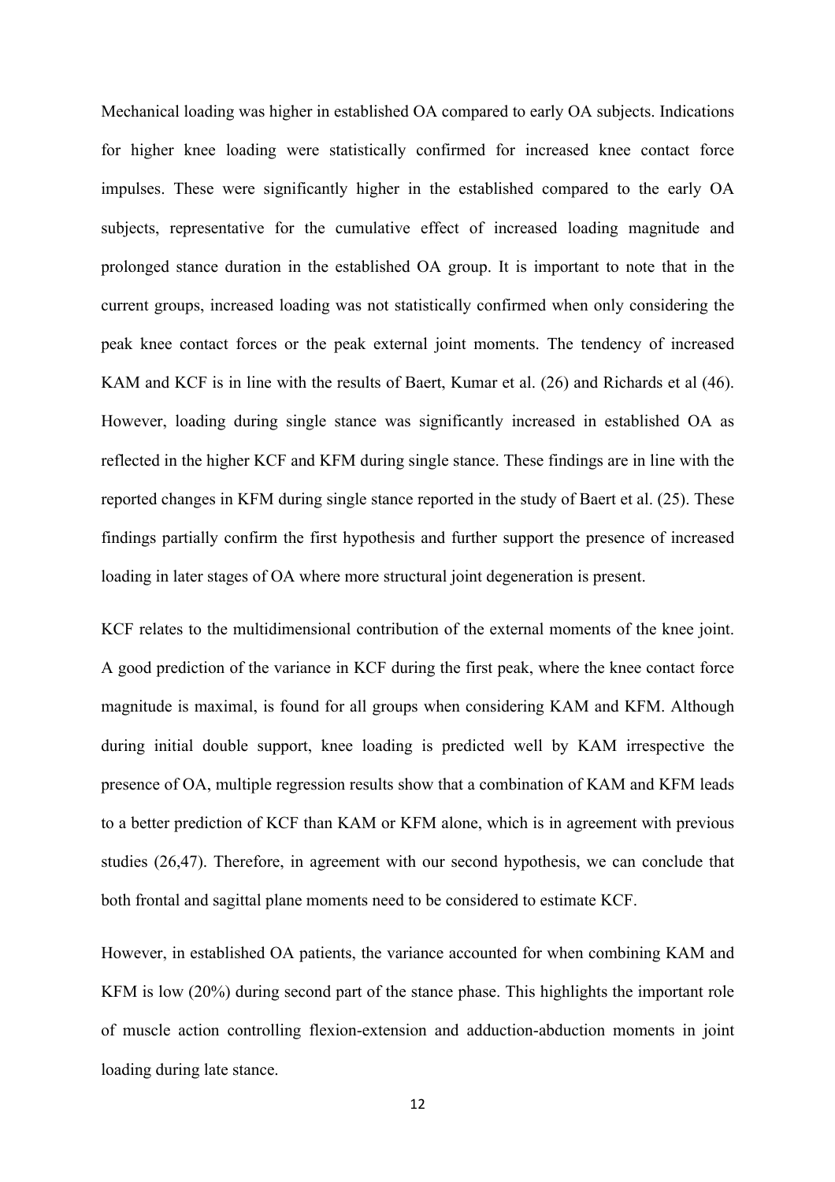Mechanical loading was higher in established OA compared to early OA subjects. Indications for higher knee loading were statistically confirmed for increased knee contact force impulses. These were significantly higher in the established compared to the early OA subjects, representative for the cumulative effect of increased loading magnitude and prolonged stance duration in the established OA group. It is important to note that in the current groups, increased loading was not statistically confirmed when only considering the peak knee contact forces or the peak external joint moments. The tendency of increased KAM and KCF is in line with the results of Baert, Kumar et al. (26) and Richards et al (46). However, loading during single stance was significantly increased in established OA as reflected in the higher KCF and KFM during single stance. These findings are in line with the reported changes in KFM during single stance reported in the study of Baert et al. (25). These findings partially confirm the first hypothesis and further support the presence of increased loading in later stages of OA where more structural joint degeneration is present.

KCF relates to the multidimensional contribution of the external moments of the knee joint. A good prediction of the variance in KCF during the first peak, where the knee contact force magnitude is maximal, is found for all groups when considering KAM and KFM. Although during initial double support, knee loading is predicted well by KAM irrespective the presence of OA, multiple regression results show that a combination of KAM and KFM leads to a better prediction of KCF than KAM or KFM alone, which is in agreement with previous studies (26,47). Therefore, in agreement with our second hypothesis, we can conclude that both frontal and sagittal plane moments need to be considered to estimate KCF.

However, in established OA patients, the variance accounted for when combining KAM and KFM is low (20%) during second part of the stance phase. This highlights the important role of muscle action controlling flexion-extension and adduction-abduction moments in joint loading during late stance.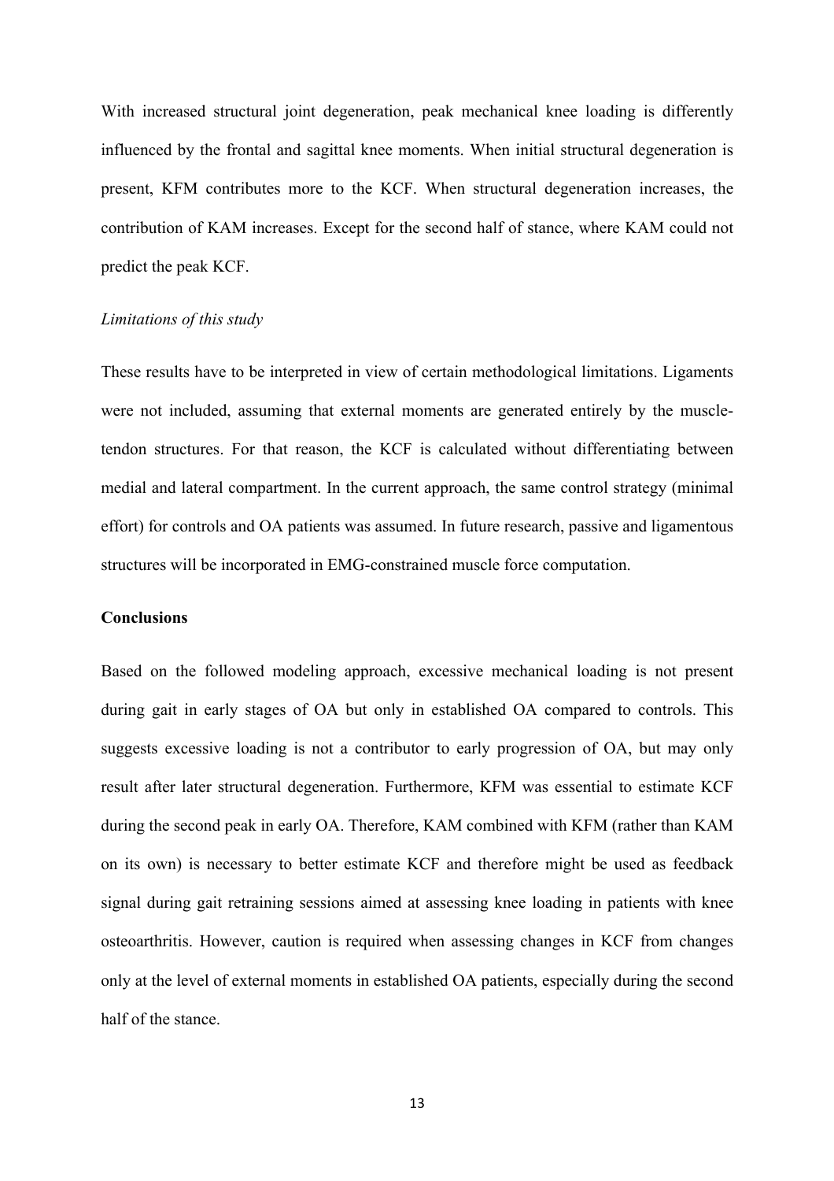With increased structural joint degeneration, peak mechanical knee loading is differently influenced by the frontal and sagittal knee moments. When initial structural degeneration is present, KFM contributes more to the KCF. When structural degeneration increases, the contribution of KAM increases. Except for the second half of stance, where KAM could not predict the peak KCF.

*Limitations of this study*

These results have to be interpreted in view of certain methodological limitations. Ligaments were not included, assuming that external moments are generated entirely by the muscle-tendon structures. For that reason, the KCF is calculated without differentiating between medial and lateral compartment. In the current approach, the same control strategy (minimal effort) for controls and OA patients was assumed. In future research, passive and ligamentous structures will be incorporated in EMG-constrained muscle force computation.

**Conclusions**

Based on the followed modeling approach, excessive mechanical loading is not present during gait in early stages of OA but only in established OA compared to controls. This suggests excessive loading is not a contributor to early progression of OA, but may only result after later structural degeneration. Furthermore, KFM was essential to estimate KCF during the second peak in early OA. Therefore, KAM combined with KFM (rather than KAM on its own) is necessary to better estimate KCF and therefore might be used as feedback signal during gait retraining sessions aimed at assessing knee loading in patients with knee osteoarthritis. However, caution is required when assessing changes in KCF from changes only at the level of external moments in established OA patients, especially during the second half of the stance.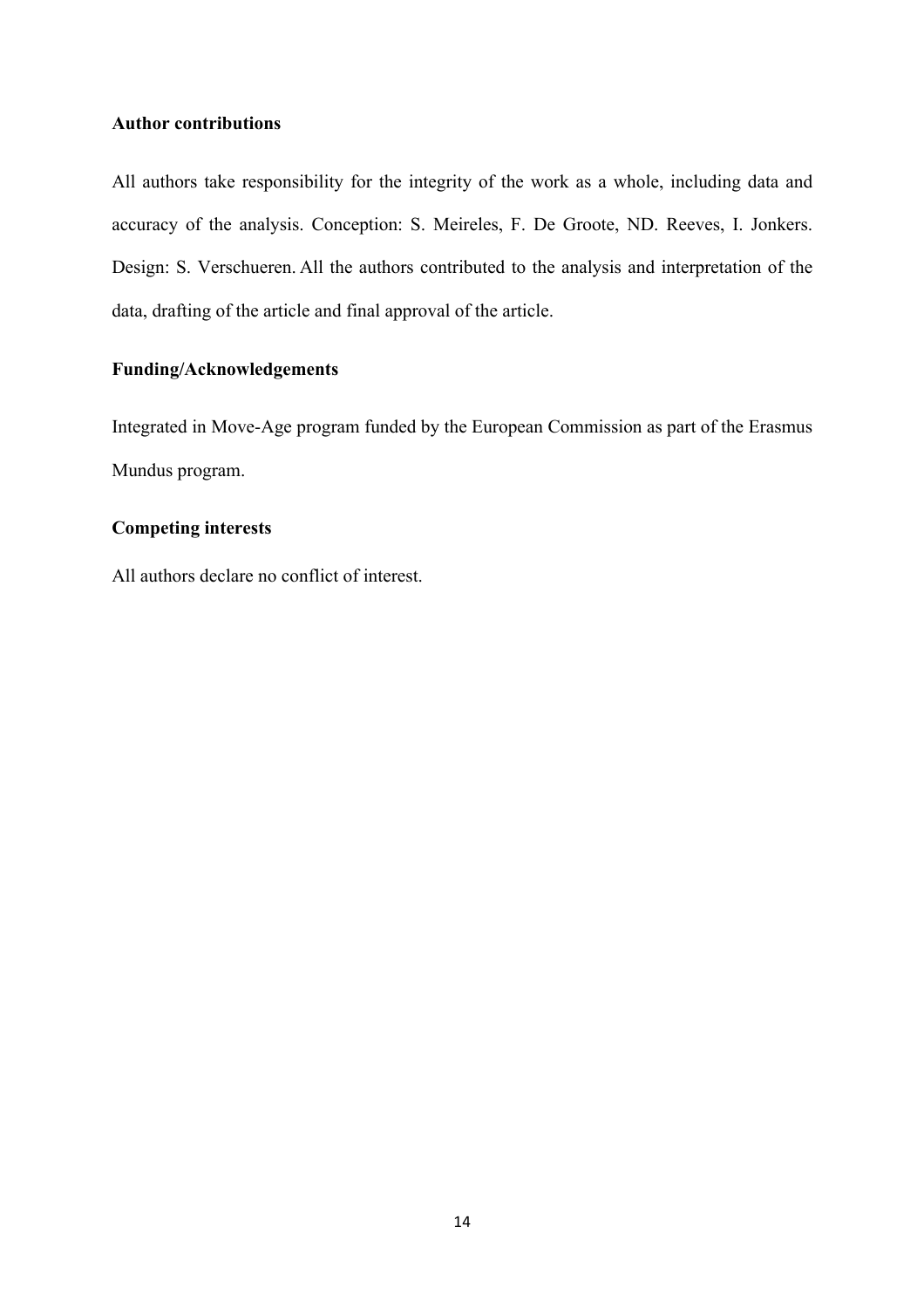### Author contributions

All authors take responsibility for the integrity of the work as a whole, including data and accuracy of the analysis. Conception: S. Meireles, F. De Groote, ND. Reeves, I. Jonkers. Design: S. Verschueren. All the authors contributed to the analysis and interpretation of the data, drafting of the article and final approval of the article.

### Funding/Acknowledgements

Integrated in Move-Age program funded by the European Commission as part of the Erasmus Mundus program.

### Competing interests

All authors declare no conflict of interest.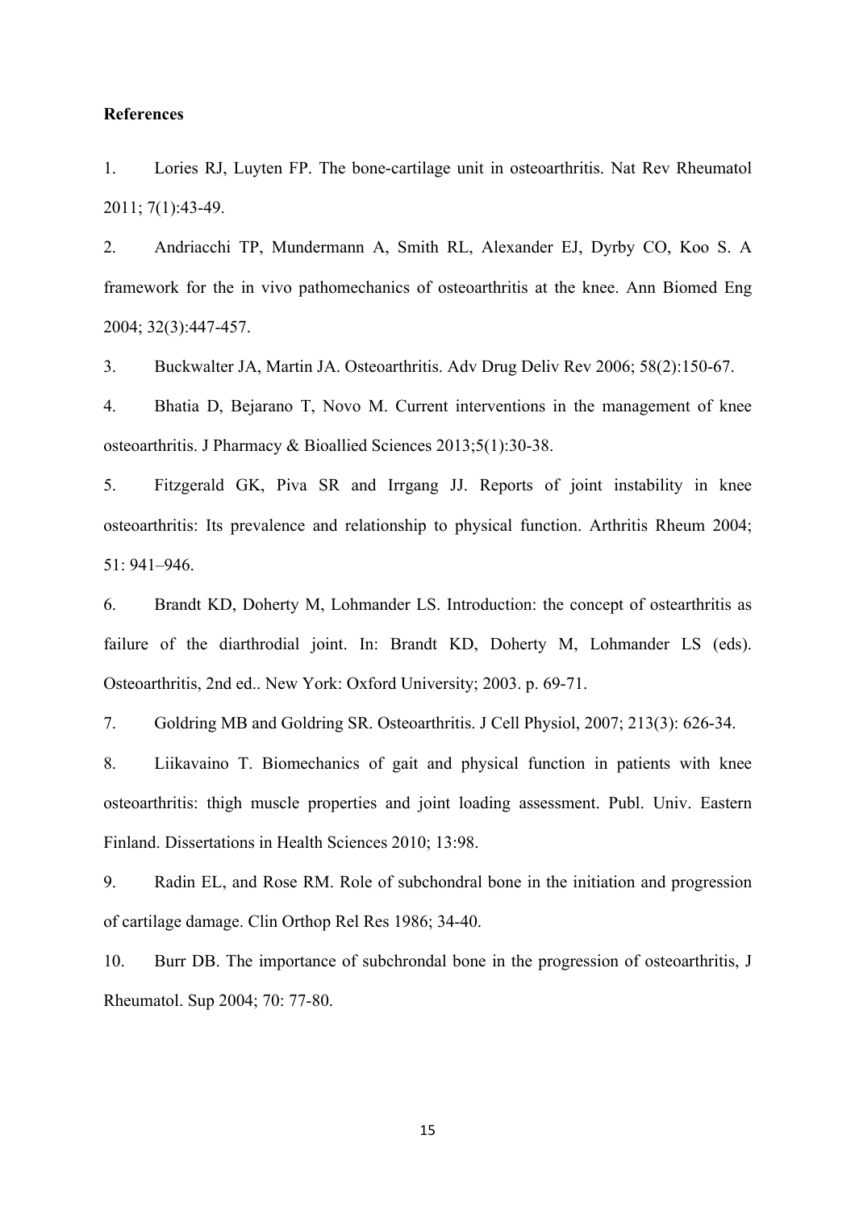**References**

1. Lories RJ, Luyten FP. The bone-cartilage unit in osteoarthritis. Nat Rev Rheumatol 2011; 7(1):43-49.

2. Andriacchi TP, Mundermann A, Smith RL, Alexander EJ, Dyrby CO, Koo S. A framework for the in vivo pathomechanics of osteoarthritis at the knee. Ann Biomed Eng 2004; 32(3):447-457.

3. Buckwalter JA, Martin JA. Osteoarthritis. Adv Drug Deliv Rev 2006; 58(2):150-67.

4. Bhatia D, Bejarano T, Novo M. Current interventions in the management of knee osteoarthritis. J Pharmacy & Bioallied Sciences 2013;5(1):30-38.

5. Fitzgerald GK, Piva SR and Irrgang JJ. Reports of joint instability in knee osteoarthritis: Its prevalence and relationship to physical function. Arthritis Rheum 2004; 51: 941–946.

6. Brandt KD, Doherty M, Lohmander LS. Introduction: the concept of ostearthritis as failure of the diarthrodial joint. In: Brandt KD, Doherty M, Lohmander LS (eds). Osteoarthritis, 2nd ed.. New York: Oxford University; 2003. p. 69-71.

7. Goldring MB and Goldring SR. Osteoarthritis. J Cell Physiol, 2007; 213(3): 626-34.

8. Liikavaino T. Biomechanics of gait and physical function in patients with knee osteoarthritis: thigh muscle properties and joint loading assessment. Publ. Univ. Eastern Finland. Dissertations in Health Sciences 2010; 13:98.

9. Radin EL, and Rose RM. Role of subchondral bone in the initiation and progression of cartilage damage. Clin Orthop Rel Res 1986; 34-40.

10. Burr DB. The importance of subchrondal bone in the progression of osteoarthritis, J Rheumatol. Sup 2004; 70: 77-80.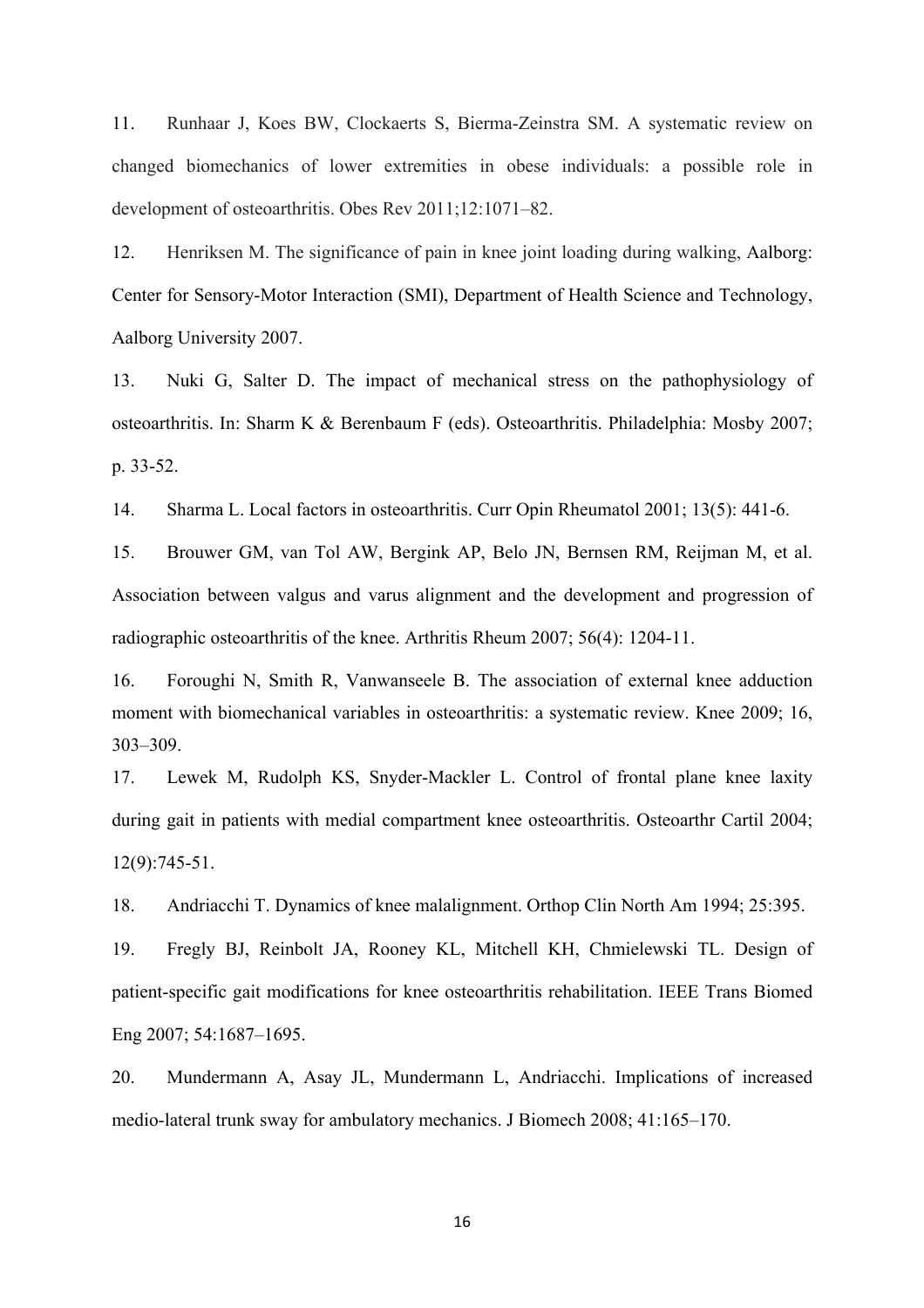11. Runhaar J, Koes BW, Clockaerts S, Bierma-Zeinstra SM. A systematic review on changed biomechanics of lower extremities in obese individuals: a possible role in development of osteoarthritis. Obes Rev 2011;12:1071–82.

12. Henriksen M. The significance of pain in knee joint loading during walking, Aalborg: Center for Sensory-Motor Interaction (SMI), Department of Health Science and Technology, Aalborg University 2007.

13. Nuki G, Salter D. The impact of mechanical stress on the pathophysiology of osteoarthritis. In: Sharm K & Berenbaum F (eds). Osteoarthritis. Philadelphia: Mosby 2007; p. 33-52.

14. Sharma L. Local factors in osteoarthritis. Curr Opin Rheumatol 2001; 13(5): 441-6.

15. Brouwer GM, van Tol AW, Bergink AP, Belo JN, Bernsen RM, Reijman M, et al. Association between valgus and varus alignment and the development and progression of radiographic osteoarthritis of the knee. Arthritis Rheum 2007; 56(4): 1204-11.

16. Foroughi N, Smith R, Vanwanseele B. The association of external knee adduction moment with biomechanical variables in osteoarthritis: a systematic review. Knee 2009; 16, 303–309.

17. Lewek M, Rudolph KS, Snyder-Mackler L. Control of frontal plane knee laxity during gait in patients with medial compartment knee osteoarthritis. Osteoarthr Cartil 2004; 12(9):745-51.

18. Andriacchi T. Dynamics of knee malalignment. Orthop Clin North Am 1994; 25:395.

19. Fregly BJ, Reinbolt JA, Rooney KL, Mitchell KH, Chmielewski TL. Design of patient-specific gait modifications for knee osteoarthritis rehabilitation. IEEE Trans Biomed Eng 2007; 54:1687–1695.

20. Mundermann A, Asay JL, Mundermann L, Andriacchi. Implications of increased medio-lateral trunk sway for ambulatory mechanics. J Biomech 2008; 41:165–170.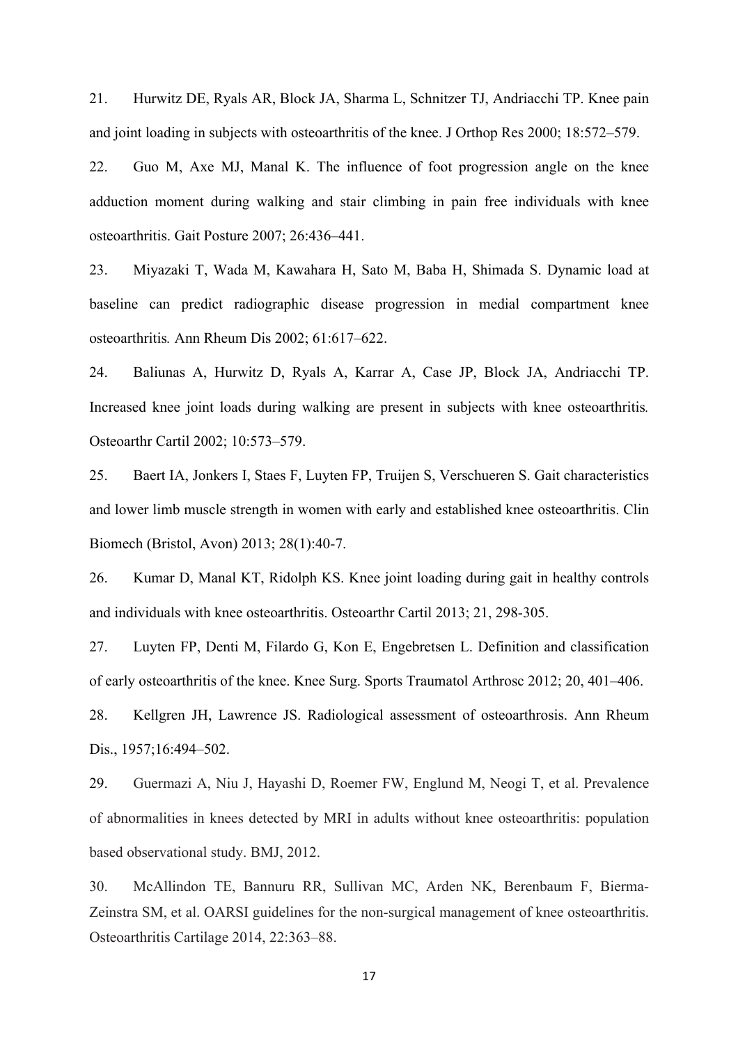21. Hurwitz DE, Ryals AR, Block JA, Sharma L, Schnitzer TJ, Andriacchi TP. Knee pain and joint loading in subjects with osteoarthritis of the knee. J Orthop Res 2000; 18:572–579.

22. Guo M, Axe MJ, Manal K. The influence of foot progression angle on the knee adduction moment during walking and stair climbing in pain free individuals with knee osteoarthritis. Gait Posture 2007; 26:436–441.

23. Miyazaki T, Wada M, Kawahara H, Sato M, Baba H, Shimada S. Dynamic load at baseline can predict radiographic disease progression in medial compartment knee osteoarthritis. Ann Rheum Dis 2002; 61:617–622.

24. Baliunas A, Hurwitz D, Ryals A, Karrar A, Case JP, Block JA, Andriacchi TP. Increased knee joint loads during walking are present in subjects with knee osteoarthritis. Osteoarthr Cartil 2002; 10:573–579.

25. Baert IA, Jonkers I, Staes F, Luyten FP, Truijen S, Verschueren S. Gait characteristics and lower limb muscle strength in women with early and established knee osteoarthritis. Clin Biomech (Bristol, Avon) 2013; 28(1):40-7.

26. Kumar D, Manal KT, Ridolph KS. Knee joint loading during gait in healthy controls and individuals with knee osteoarthritis. Osteoarthr Cartil 2013; 21, 298-305.

27. Luyten FP, Denti M, Filardo G, Kon E, Engebretsen L. Definition and classification of early osteoarthritis of the knee. Knee Surg. Sports Traumatol Arthrosc 2012; 20, 401–406.

28. Kellgren JH, Lawrence JS. Radiological assessment of osteoarthrosis. Ann Rheum Dis., 1957;16:494–502.

29. Guermazi A, Niu J, Hayashi D, Roemer FW, Englund M, Neogi T, et al. Prevalence of abnormalities in knees detected by MRI in adults without knee osteoarthritis: population based observational study. BMJ, 2012.

30. McAllindon TE, Bannuru RR, Sullivan MC, Arden NK, Berenbaum F, Bierma-Zeinstra SM, et al. OARSI guidelines for the non-surgical management of knee osteoarthritis. Osteoarthritis Cartilage 2014, 22:363–88.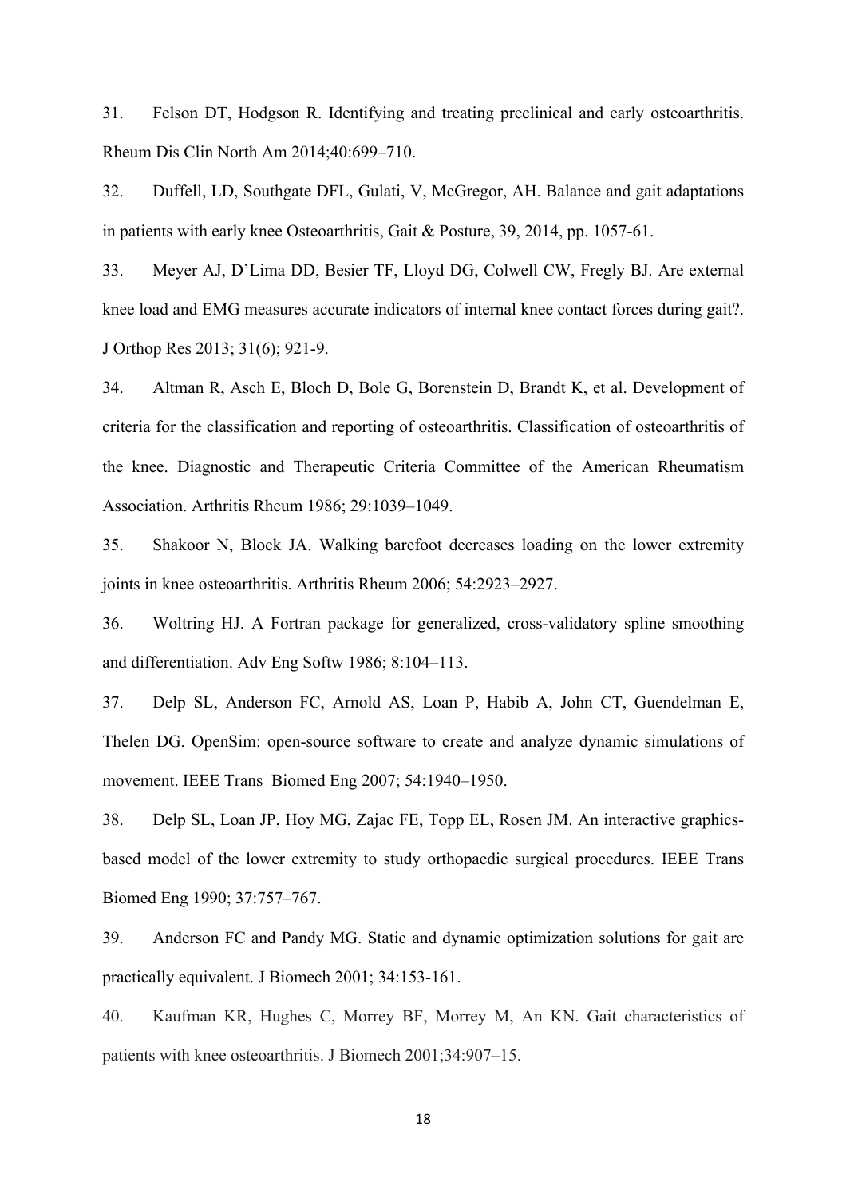31. Felson DT, Hodgson R. Identifying and treating preclinical and early osteoarthritis. Rheum Dis Clin North Am 2014;40:699–710.

32. Duffell, LD, Southgate DFL, Gulati, V, McGregor, AH. Balance and gait adaptations in patients with early knee Osteoarthritis, Gait & Posture, 39, 2014, pp. 1057-61.

33. Meyer AJ, D'Lima DD, Besier TF, Lloyd DG, Colwell CW, Fregly BJ. Are external knee load and EMG measures accurate indicators of internal knee contact forces during gait?. J Orthop Res 2013; 31(6); 921-9.

34. Altman R, Asch E, Bloch D, Bole G, Borenstein D, Brandt K, et al. Development of criteria for the classification and reporting of osteoarthritis. Classification of osteoarthritis of the knee. Diagnostic and Therapeutic Criteria Committee of the American Rheumatism Association. Arthritis Rheum 1986; 29:1039–1049.

35. Shakoor N, Block JA. Walking barefoot decreases loading on the lower extremity joints in knee osteoarthritis. Arthritis Rheum 2006; 54:2923–2927.

36. Woltring HJ. A Fortran package for generalized, cross-validatory spline smoothing and differentiation. Adv Eng Softw 1986; 8:104–113.

37. Delp SL, Anderson FC, Arnold AS, Loan P, Habib A, John CT, Guendelman E, Thelen DG. OpenSim: open-source software to create and analyze dynamic simulations of movement. IEEE Trans Biomed Eng 2007; 54:1940–1950.

38. Delp SL, Loan JP, Hoy MG, Zajac FE, Topp EL, Rosen JM. An interactive graphics-based model of the lower extremity to study orthopaedic surgical procedures. IEEE Trans Biomed Eng 1990; 37:757–767.

39. Anderson FC and Pandy MG. Static and dynamic optimization solutions for gait are practically equivalent. J Biomech 2001; 34:153-161.

40. Kaufman KR, Hughes C, Morrey BF, Morrey M, An KN. Gait characteristics of patients with knee osteoarthritis. J Biomech 2001;34:907–15.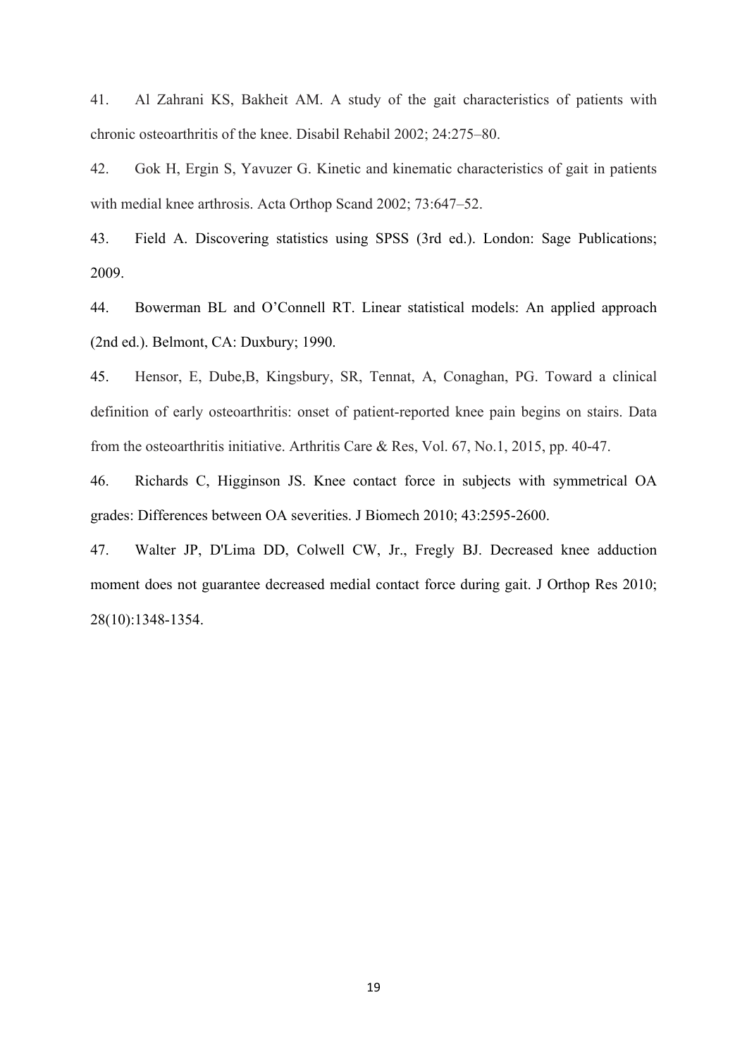41. Al Zahrani KS, Bakheit AM. A study of the gait characteristics of patients with chronic osteoarthritis of the knee. Disabil Rehabil 2002; 24:275–80.

42. Gok H, Ergin S, Yavuzer G. Kinetic and kinematic characteristics of gait in patients with medial knee arthrosis. Acta Orthop Scand 2002; 73:647–52.

43. Field A. Discovering statistics using SPSS (3rd ed.). London: Sage Publications; 2009.

44. Bowerman BL and O'Connell RT. Linear statistical models: An applied approach (2nd ed.). Belmont, CA: Duxbury; 1990.

45. Hensor, E, Dube,B, Kingsbury, SR, Tennat, A, Conaghan, PG. Toward a clinical definition of early osteoarthritis: onset of patient-reported knee pain begins on stairs. Data from the osteoarthritis initiative. Arthritis Care & Res, Vol. 67, No.1, 2015, pp. 40-47.

46. Richards C, Higginson JS. Knee contact force in subjects with symmetrical OA grades: Differences between OA severities. J Biomech 2010; 43:2595-2600.

47. Walter JP, D'Lima DD, Colwell CW, Jr., Fregly BJ. Decreased knee adduction moment does not guarantee decreased medial contact force during gait. J Orthop Res 2010; 28(10):1348-1354.